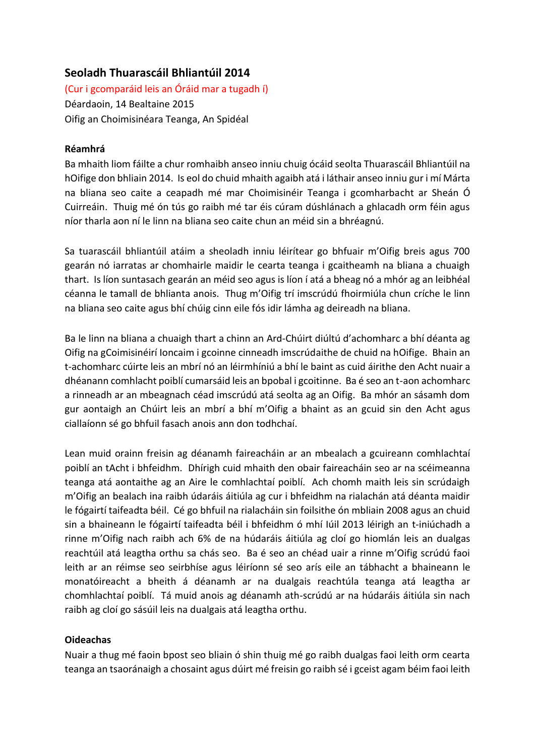## Seoladh Thuarascáil Bhliantúil 2014

(Cur i gcomparáid leis an Óráid mar a tugadh í)

Déardaoin, 14 Bealtaine 2015

Oifig an Choimisinéara Teanga, An Spidéal

**Réamhrá**

Ba mhaith liom fáilte a chur romhaibh anseo inniu chuig ócáid seolta Thuarascáil Bhliantúil na hOifige don bhliain 2014. Is eol do chuid mhaith agaibh atá i láthair anseo inniu gur i mí Márta na bliana seo caite a ceapadh mé mar Choimisinéir Teanga i gcomharbacht ar Sheán Ó Cuirreáin. Thuig mé ón tús go raibh mé tar éis cúram dúshlánach a ghlacadh orm féin agus níor tharla aon ní le linn na bliana seo caite chun an méid sin a bhréagnú.

Sa tuarascáil bhliantúil atáim a sheoladh inniu léirítear go bhfuair m'Oifig breis agus 700 gearán nó iarratas ar chomhairle maidir le cearta teanga i gcaitheamh na bliana a chuaigh thart. Is líon suntasach gearán an méid seo agus is líon í atá a bheag nó a mhór ag an leibhéal céanna le tamall de bhlianta anois. Thug m'Oifig trí imscrúdú fhoirmiúla chun críche le linn na bliana seo caite agus bhí chúig cinn eile fós idir lámha ag deireadh na bliana.

Ba le linn na bliana a chuaigh thart a chinn an Ard-Chúirt diúltú d'achomharc a bhí déanta ag Oifig na gCoimisinéirí Ioncaim i gcoinne cinneadh imscrúdaithe de chuid na hOifige. Bhain an t-achomharc cúirte leis an mbrí nó an léirmhíniú a bhí le baint as cuid áirithe den Acht nuair a dhéanann comhlacht poiblí cumarsáid leis an bpobal i gcoitinne. Ba é seo an t-aon achomharc a rinneadh ar an mbeagnach céad imscrúdú atá seolta ag an Oifig. Ba mhór an sásamh dom gur aontaigh an Chúirt leis an mbrí a bhí m'Oifig a bhaint as an gcuid sin den Acht agus ciallaíonn sé go bhfuil fasach anois ann don todhchaí.

Lean muid orainn freisin ag déanamh faireacháin ar an mbealach a gcuireann comhlachtaí poiblí an tAcht i bhfeidhm. Dhírigh cuid mhaith den obair faireacháin seo ar na scéimeanna teanga atá aontaithe ag an Aire le comhlachtaí poiblí. Ach chomh maith leis sin scrúdaigh m'Oifig an bealach ina raibh údaráis áitiúla ag cur i bhfeidhm na rialachán atá déanta maidir le fógairtí taifeadta béil. Cé go bhfuil na rialacháin sin foilsithe ón mbliain 2008 agus an chuid sin a bhaineann le fógairtí taifeadta béil i bhfeidhm ó mhí Iúil 2013 léirigh an t-iniúchadh a rinne m'Oifig nach raibh ach 6% de na húdaráis áitiúla ag cloí go hiomlán leis an dualgas reachtúil atá leagtha orthu sa chás seo. Ba é seo an chéad uair a rinne m'Oifig scrúdú faoi leith ar an réimse seo seirbhíse agus léiríonn sé seo arís eile an tábhacht a bhaineann le monatóireacht a bheith á déanamh ar na dualgais reachtúla teanga atá leagtha ar chomhlachtaí poiblí. Tá muid anois ag déanamh ath-scrúdú ar na húdaráis áitiúla sin nach raibh ag cloí go sásúil leis na dualgais atá leagtha orthu.

**Oideachas**

Nuair a thug mé faoin bpost seo bliain ó shin thuig mé go raibh dualgas faoi leith orm cearta teanga an tsaoránaigh a chosaint agus dúirt mé freisin go raibh sé i gceist agam béim faoi leith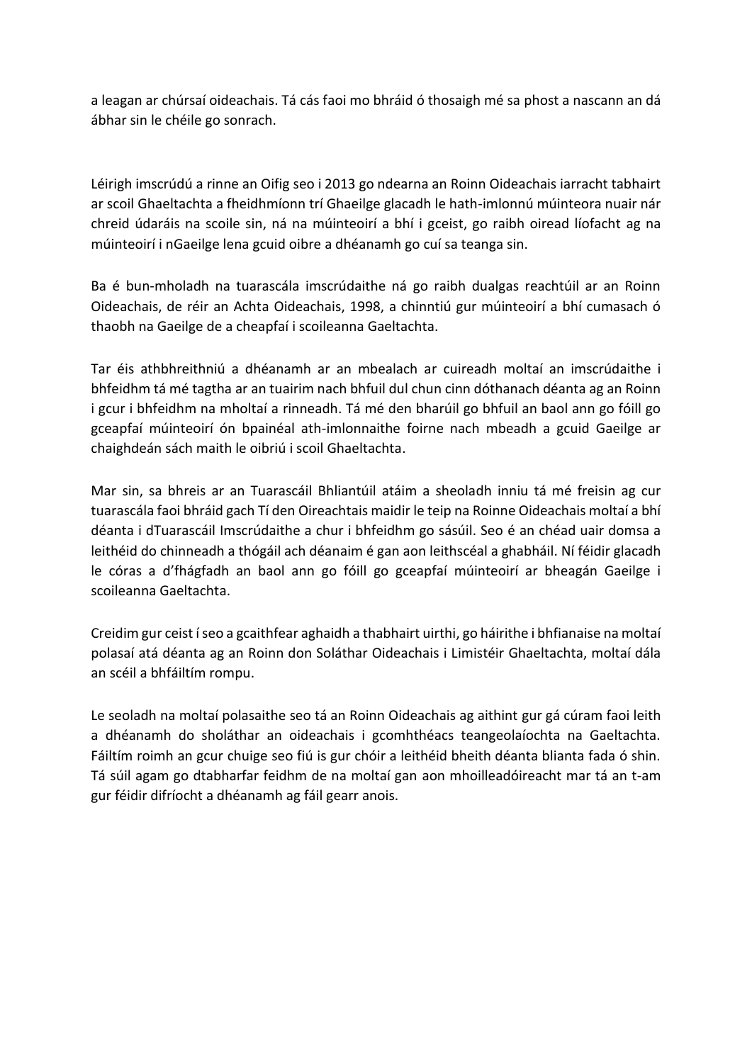a leagan ar chúrsaí oideachais. Tá cás faoi mo bhráid ó thosaigh mé sa phost a nascann an dá ábhar sin le chéile go sonrach.

Léirigh imscrúdú a rinne an Oifig seo i 2013 go ndearna an Roinn Oideachais iarracht tabhairt ar scoil Ghaeltachta a fheidhmíonn trí Ghaeilge glacadh le hath-imlonnú múinteora nuair nár chreid údaráis na scoile sin, ná na múinteoirí a bhí i gceist, go raibh oiread líofacht ag na múinteoirí i nGaeilge lena gcuid oibre a dhéanamh go cuí sa teanga sin.

Ba é bun-mholadh na tuarascála imscrúdaithe ná go raibh dualgas reachtúil ar an Roinn Oideachais, de réir an Achta Oideachais, 1998, a chinntiú gur múinteoirí a bhí cumasach ó thaobh na Gaeilge de a cheapfaí i scoileanna Gaeltachta.

Tar éis athbhreithniú a dhéanamh ar an mbealach ar cuireadh moltaí an imscrúdaithe i bhfeidhm tá mé tagtha ar an tuairim nach bhfuil dul chun cinn dóthanach déanta ag an Roinn i gcur i bhfeidhm na mholtaí a rinneadh. Tá mé den bharúil go bhfuil an baol ann go fóill go gceapfaí múinteoirí ón bpainéal ath-imlonnaithe foirne nach mbeadh a gcuid Gaeilge ar chaighdeán sách maith le oibriú i scoil Ghaeltachta.

Mar sin, sa bhreis ar an Tuarascáil Bhliantúil atáim a sheoladh inniu tá mé freisin ag cur tuarascála faoi bhráid gach Tí den Oireachtais maidir le teip na Roinne Oideachais moltaí a bhí déanta i dTuarascáil Imscrúdaithe a chur i bhfeidhm go sásúil. Seo é an chéad uair domsa a leithéid do chinneadh a thógáil ach déanaim é gan aon leithscéal a ghabháil. Ní féidir glacadh le córas a d'fhágfadh an baol ann go fóill go gceapfaí múinteoirí ar bheagán Gaeilge i scoileanna Gaeltachta.

Creidim gur ceist í seo a gcaithfear aghaidh a thabhairt uirthi, go háirithe i bhfianaise na moltaí polasaí atá déanta ag an Roinn don Soláthar Oideachais i Limistéir Ghaeltachta, moltaí dála an scéil a bhfáiltím rompu.

Le seoladh na moltaí polasaithe seo tá an Roinn Oideachais ag aithint gur gá cúram faoi leith a dhéanamh do sholáthar an oideachais i gcomhthéacs teangeolaíochta na Gaeltachta. Fáiltím roimh an gcur chuige seo fiú is gur chóir a leithéid bheith déanta blianta fada ó shin. Tá súil agam go dtabharfar feidhm de na moltaí gan aon mhoilleadóireacht mar tá an t-am gur féidir difríocht a dhéanamh ag fáil gearr anois.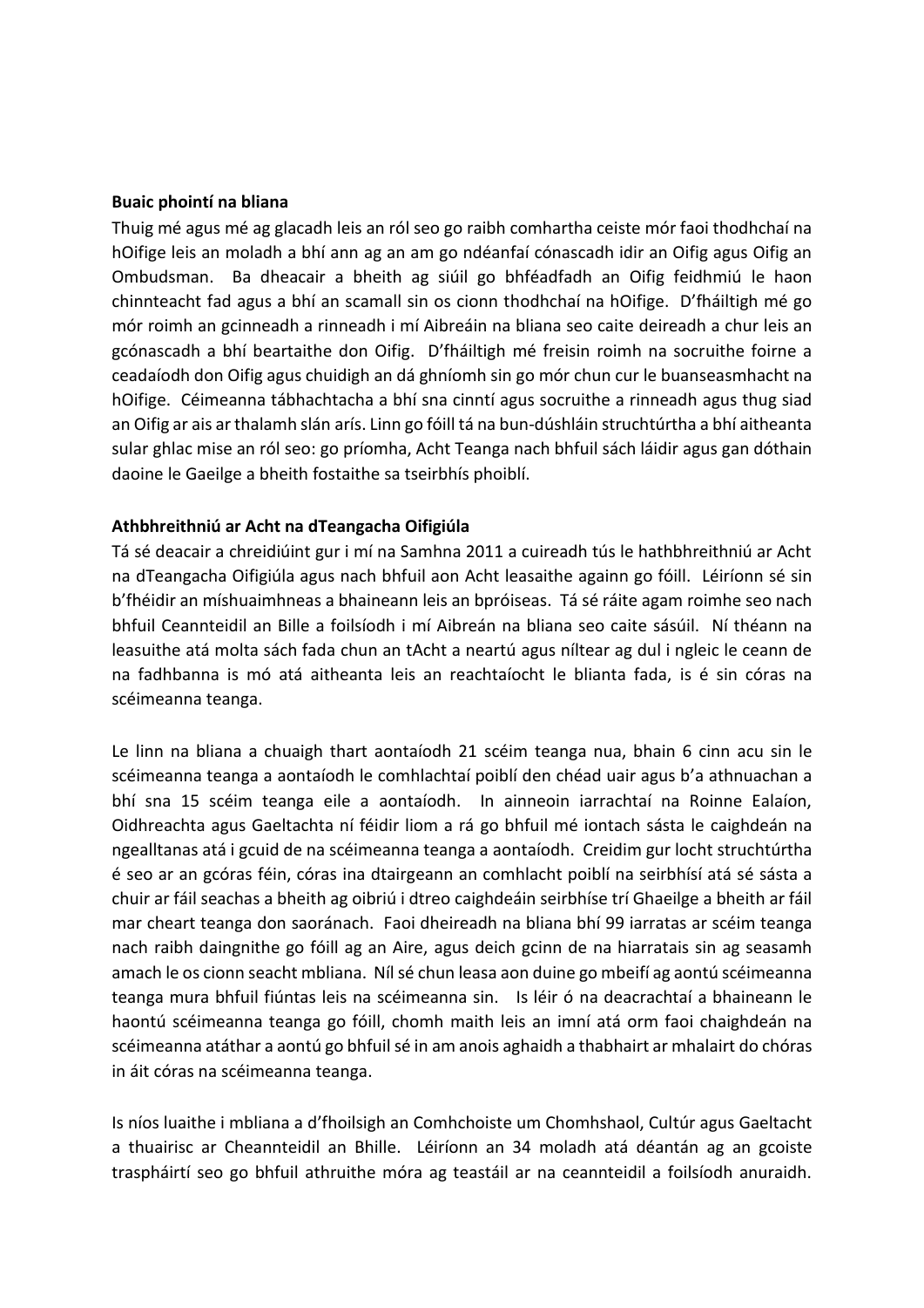**Buaic phointí na bliana**

Thuig mé agus mé ag glacadh leis an ról seo go raibh comhartha ceiste mór faoi thodhchaí na hOifige leis an moladh a bhí ann ag an am go ndéanfaí cónascadh idir an Oifig agus Oifig an Ombudsman. Ba dheacair a bheith ag siúil go bhféadfadh an Oifig feidhmiú le haon chinnteacht fad agus a bhí an scamall sin os cionn thodhchaí na hOifige. D'fháiltigh mé go mór roimh an gcinneadh a rinneadh i mí Aibreáin na bliana seo caite deireadh a chur leis an gcónascadh a bhí beartaithe don Oifig. D'fháiltigh mé freisin roimh na socruithe foirne a ceadaíodh don Oifig agus chuidigh an dá ghníomh sin go mór chun cur le buanseasmhacht na hOifige. Céimeanna tábhachtacha a bhí sna cinntí agus socruithe a rinneadh agus thug siad an Oifig ar ais ar thalamh slán arís. Linn go fóill tá na bun-dúshláin struchtúrtha a bhí aitheanta sular ghlac mise an ról seo: go príomha, Acht Teanga nach bhfuil sách láidir agus gan dóthain daoine le Gaeilge a bheith fostaithe sa tseirbhís phoiblí.

**Athbhreithniú ar Acht na dTeangacha Oifigiúla**

Tá sé deacair a chreidiúint gur i mí na Samhna 2011 a cuireadh tús le hathbhreithniú ar Acht na dTeangacha Oifigiúla agus nach bhfuil aon Acht leasaithe againn go fóill. Léiríonn sé sin b'fhéidir an míshuaimhneas a bhaineann leis an bpróiseas. Tá sé ráite agam roimhe seo nach bhfuil Ceannteidil an Bille a foilsíodh i mí Aibreán na bliana seo caite sásúil. Ní théann na leasuithe atá molta sách fada chun an tAcht a neartú agus níltear ag dul i ngleic le ceann de na fadhbanna is mó atá aitheanta leis an reachtaíocht le blianta fada, is é sin córas na scéimeanna teanga.

Le linn na bliana a chuaigh thart aontaíodh 21 scéim teanga nua, bhain 6 cinn acu sin le scéimeanna teanga a aontaíodh le comhlachtaí poiblí den chéad uair agus b'a athnuachan a bhí sna 15 scéim teanga eile a aontaíodh. In ainneoin iarrachtaí na Roinne Ealaíon, Oidhreachta agus Gaeltachta ní féidir liom a rá go bhfuil mé iontach sásta le caighdeán na ngealltanas atá i gcuid de na scéimeanna teanga a aontaíodh. Creidim gur locht struchtúrtha é seo ar an gcóras féin, córas ina dtairgeann an comhlacht poiblí na seirbhísí atá sé sásta a chuir ar fáil seachas a bheith ag oibriú i dtreo caighdeáin seirbhíse trí Ghaeilge a bheith ar fáil mar cheart teanga don saoránach. Faoi dheireadh na bliana bhí 99 iarratas ar scéim teanga nach raibh daingnithe go fóill ag an Aire, agus deich gcinn de na hiarratais sin ag seasamh amach le os cionn seacht mbliana. Níl sé chun leasa aon duine go mbeifí ag aontú scéimeanna teanga mura bhfuil fiúntas leis na scéimeanna sin. Is léir ó na deacrachtaí a bhaineann le haontú scéimeanna teanga go fóill, chomh maith leis an imní atá orm faoi chaighdeán na scéimeanna atáthar a aontú go bhfuil sé in am anois aghaidh a thabhairt ar mhalairt do chóras in áit córas na scéimeanna teanga.

Is níos luaithe i mbliana a d'fhoilsigh an Comhchoiste um Chomhshaol, Cultúr agus Gaeltacht a thuairisc ar Cheannteidil an Bhille. Léiríonn an 34 moladh atá déantán ag an gcoiste traspháirtí seo go bhfuil athruithe móra ag teastáil ar na ceannteidil a foilsíodh anuraidh.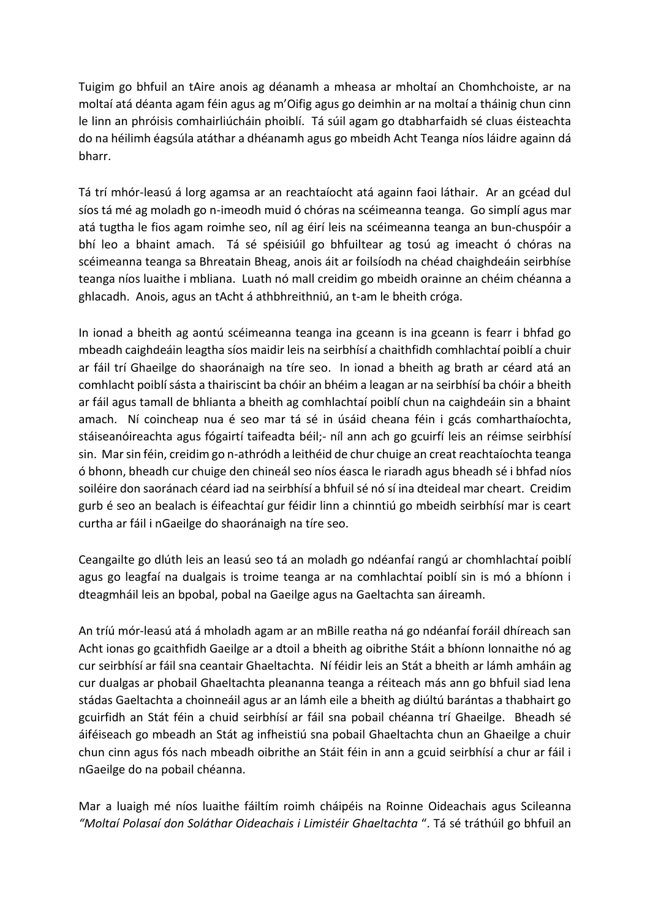Tuigim go bhfuil an tAire anois ag déanamh a mheasa ar mholtaí an Chomhchoiste, ar na moltaí atá déanta agam féin agus ag m'Oifig agus go deimhin ar na moltaí a tháinig chun cinn le linn an phróisis comhairliúcháin phoiblí. Tá súil agam go dtabharfaidh sé cluas éisteachta do na héilimh éagsúla atáthar a dhéanamh agus go mbeidh Acht Teanga níos láidre againn dá bharr.

Tá trí mhór-leasú á lorg agamsa ar an reachtaíocht atá againn faoi láthair. Ar an gcéad dul síos tá mé ag moladh go n-imeodh muid ó chóras na scéimeanna teanga. Go simplí agus mar atá tugtha le fios agam roimhe seo, níl ag éirí leis na scéimeanna teanga an bun-chuspóir a bhí leo a bhaint amach. Tá sé spéisiúil go bhfuiltear ag tosú ag imeacht ó chóras na scéimeanna teanga sa Bhreatain Bheag, anois áit ar foilsíodh na chéad chaighdeáin seirbhíse teanga níos luaithe i mbliana. Luath nó mall creidim go mbeidh orainne an chéim chéanna a ghlacadh. Anois, agus an tAcht á athbhreithniú, an t-am le bheith cróga.

In ionad a bheith ag aontú scéimeanna teanga ina gceann is ina gceann is fearr i bhfad go mbeadh caighdeáin leagtha síos maidir leis na seirbhísí a chaithfidh comhlachtaí poiblí a chuir ar fáil trí Ghaeilge do shaoránaigh na tíre seo. In ionad a bheith ag brath ar céard atá an comhlacht poiblí sásta a thairiscint ba chóir an bhéim a leagan ar na seirbhísí ba chóir a bheith ar fáil agus tamall de bhlianta a bheith ag comhlachtaí poiblí chun na caighdeáin sin a bhaint amach. Ní coincheap nua é seo mar tá sé in úsáid cheana féin i gcás comharthaíochta, stáiseanóireachta agus fógairtí taifeadta béil;- níl ann ach go gcuirfí leis an réimse seirbhísí sin. Mar sin féin, creidim go n-athródh a leithéid de chur chuige an creat reachtaíochta teanga ó bhonn, bheadh cur chuige den chineál seo níos éasca le riaradh agus bheadh sé i bhfad níos soiléire don saoránach céard iad na seirbhísí a bhfuil sé nó sí ina dteideal mar cheart. Creidim gurb é seo an bealach is éifeachtaí gur féidir linn a chinntiú go mbeidh seirbhísí mar is ceart curtha ar fáil i nGaeilge do shaoránaigh na tíre seo.

Ceangailte go dlúth leis an leasú seo tá an moladh go ndéanfaí rangú ar chomhlachtaí poiblí agus go leagfaí na dualgais is troime teanga ar na comhlachtaí poiblí sin is mó a bhíonn i dteagmháil leis an bpobal, pobal na Gaeilge agus na Gaeltachta san áireamh.

An tríú mór-leasú atá á mholadh agam ar an mBille reatha ná go ndéanfaí foráil dhíreach san Acht ionas go gcaithfidh Gaeilge ar a dtoil a bheith ag oibrithe Stáit a bhíonn lonnaithe nó ag cur seirbhísí ar fáil sna ceantair Ghaeltachta. Ní féidir leis an Stát a bheith ar lámh amháin ag cur dualgas ar phobail Ghaeltachta pleananna teanga a réiteach más ann go bhfuil siad lena stádas Gaeltachta a choinneáil agus ar an lámh eile a bheith ag diúltú barántas a thabhairt go gcuirfidh an Stát féin a chuid seirbhísí ar fáil sna pobail chéanna trí Ghaeilge. Bheadh sé áiféiseach go mbeadh an Stát ag infheistiú sna pobail Ghaeltachta chun an Ghaeilge a chuir chun cinn agus fós nach mbeadh oibrithe an Stáit féin in ann a gcuid seirbhísí a chur ar fáil i nGaeilge do na pobail chéanna.

Mar a luaigh mé níos luaithe fáiltím roimh cháipéis na Roinne Oideachais agus Scileanna *"Moltaí Polasaí don Soláthar Oideachais i Limistéir Ghaeltachta "*. Tá sé tráthúil go bhfuil an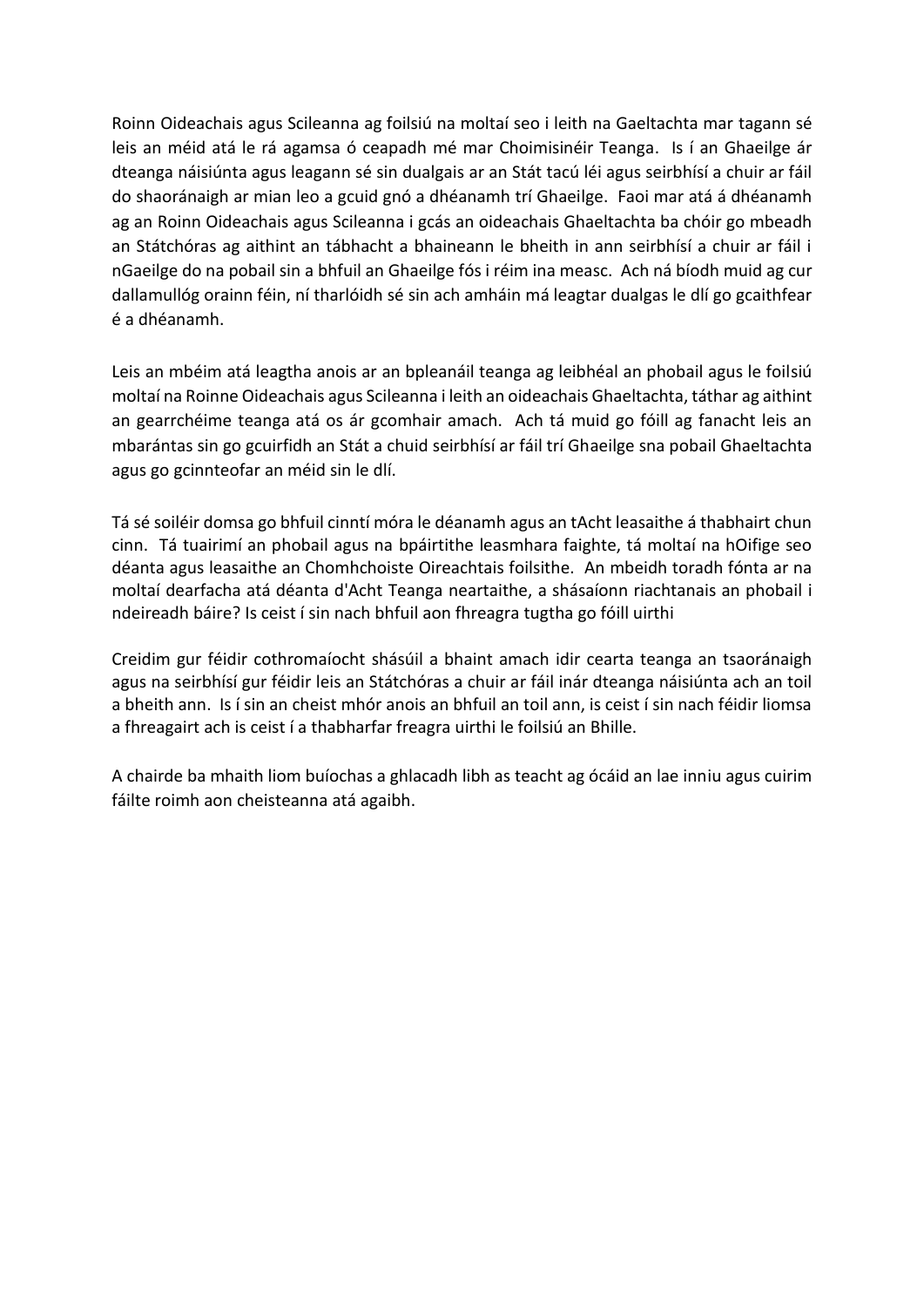Roinn Oideachais agus Scileanna ag foilsiú na moltaí seo i leith na Gaeltachta mar tagann sé leis an méid atá le rá agamsa ó ceapadh mé mar Choimisinéir Teanga. Is í an Ghaeilge ár dteanga náisiúnta agus leagann sé sin dualgais ar an Stát tacú léi agus seirbhísí a chuir ar fáil do shaoránaigh ar mian leo a gcuid gnó a dhéanamh trí Ghaeilge. Faoi mar atá á dhéanamh ag an Roinn Oideachais agus Scileanna i gcás an oideachais Ghaeltachta ba chóir go mbeadh an Státchóras ag aithint an tábhacht a bhaineann le bheith in ann seirbhísí a chuir ar fáil i nGaeilge do na pobail sin a bhfuil an Ghaeilge fós i réim ina measc. Ach ná bíodh muid ag cur dallamullóg orainn féin, ní tharlóidh sé sin ach amháin má leagtar dualgas le dlí go gcaithfear é a dhéanamh.

Leis an mbéim atá leagtha anois ar an bpleanáil teanga ag leibhéal an phobail agus le foilsiú moltaí na Roinne Oideachais agus Scileanna i leith an oideachais Ghaeltachta, táthar ag aithint an gearrchéime teanga atá os ár gcomhair amach. Ach tá muid go fóill ag fanacht leis an mbarántas sin go gcuirfidh an Stát a chuid seirbhísí ar fáil trí Ghaeilge sna pobail Ghaeltachta agus go gcinnteofar an méid sin le dlí.

Tá sé soiléir domsa go bhfuil cinntí móra le déanamh agus an tAcht leasaithe á thabhairt chun cinn. Tá tuairimí an phobail agus na bpáirtithe leasmhara faighte, tá moltaí na hOifige seo déanta agus leasaithe an Chomhchoiste Oireachtais foilsithe. An mbeidh toradh fónta ar na moltaí dearfacha atá déanta d'Acht Teanga neartaithe, a shásaíonn riachtanais an phobail i ndeireadh báire? Is ceist í sin nach bhfuil aon fhreagra tugtha go fóill uirthi

Creidim gur féidir cothromaíocht shásúil a bhaint amach idir cearta teanga an tsaoránaigh agus na seirbhísí gur féidir leis an Státchóras a chuir ar fáil inár dteanga náisiúnta ach an toil a bheith ann. Is í sin an cheist mhór anois an bhfuil an toil ann, is ceist í sin nach féidir liomsa a fhreagairt ach is ceist í a thabharfar freagra uirthi le foilsiú an Bhille.

A chairde ba mhaith liom buíochas a ghlacadh libh as teacht ag ócáid an lae inniu agus cuirim fáilte roimh aon cheisteanna atá agaibh.